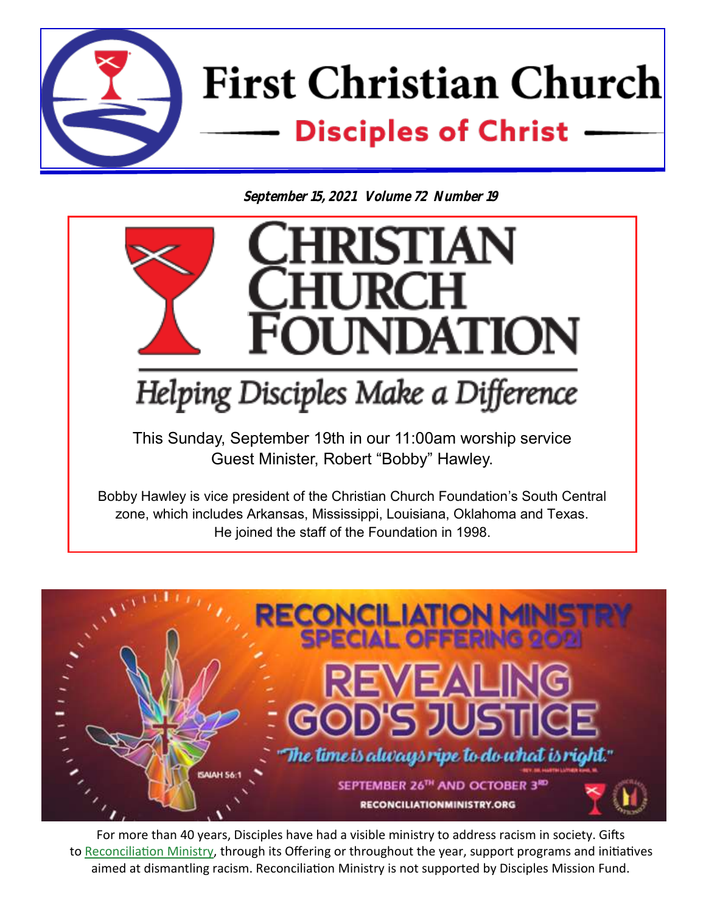# First Christian Church

## Disciples of Christ

***September 15, 2021 Volume 72 Number 19***

## CHRISTIAN CHURCH FOUNDATION

*Helping Disciples Make a Difference*

This Sunday, September 19th in our 11:00am worship service
Guest Minister, Robert "Bobby" Hawley.

Bobby Hawley is vice president of the Christian Church Foundation's South Central zone, which includes Arkansas, Mississippi, Louisiana, Oklahoma and Texas. He joined the staff of the Foundation in 1998.

## RECONCILIATION MINISTRY SPECIAL OFFERING 2021

## REVEALING GOD'S JUSTICE

*"The time is always ripe to do what is right."* — Rev. Dr. Martin Luther King, Jr.

ISAIAH 56:1

SEPTEMBER 26TH AND OCTOBER 3RD

RECONCILIATIONMINISTRY.ORG

For more than 40 years, Disciples have had a visible ministry to address racism in society. Gifts to Reconciliation Ministry, through its Offering or throughout the year, support programs and initiatives aimed at dismantling racism. Reconciliation Ministry is not supported by Disciples Mission Fund.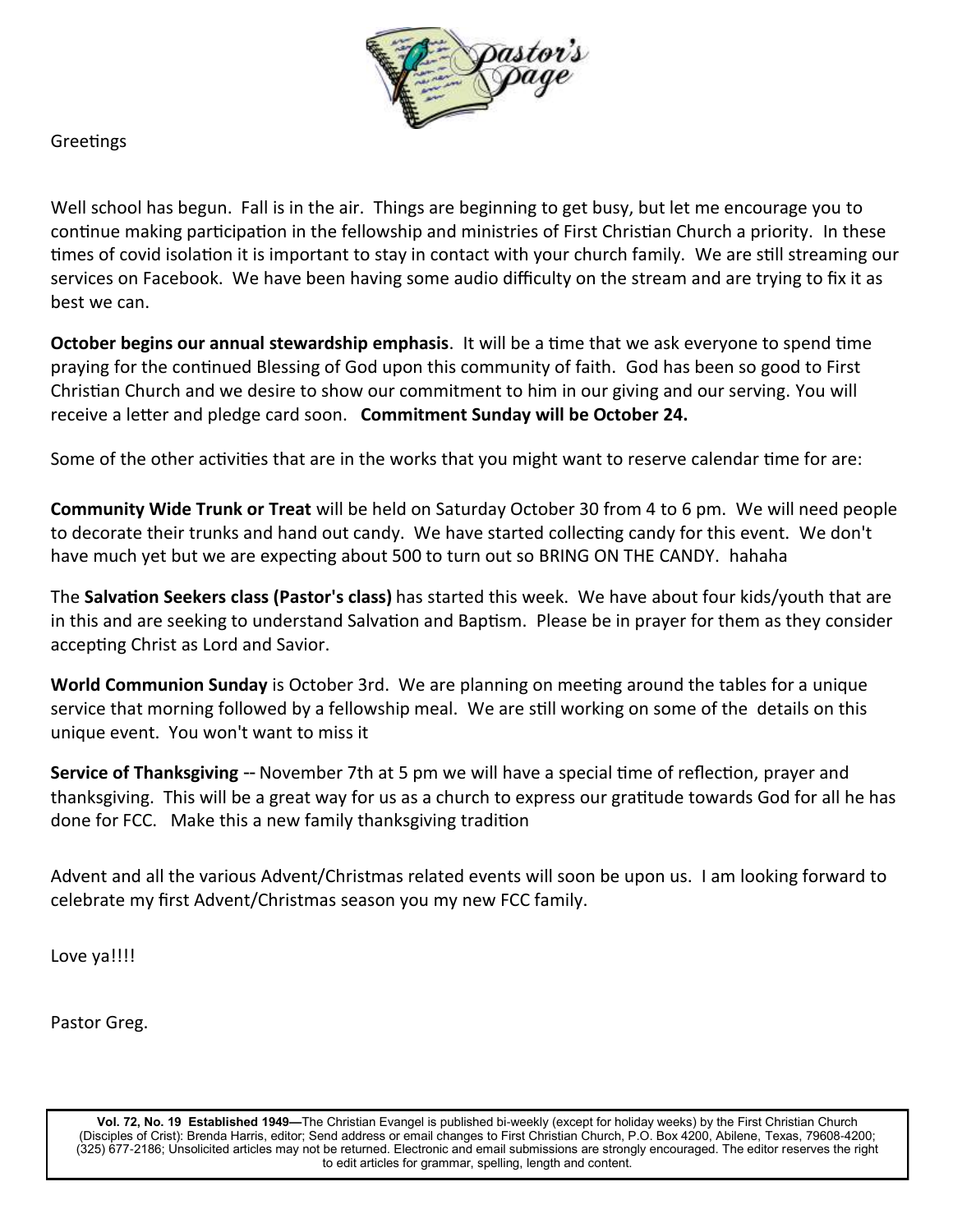# Pastor's Page

Greetings

Well school has begun. Fall is in the air. Things are beginning to get busy, but let me encourage you to continue making participation in the fellowship and ministries of First Christian Church a priority. In these times of covid isolation it is important to stay in contact with your church family. We are still streaming our services on Facebook. We have been having some audio difficulty on the stream and are trying to fix it as best we can.

**October begins our annual stewardship emphasis**. It will be a time that we ask everyone to spend time praying for the continued Blessing of God upon this community of faith. God has been so good to First Christian Church and we desire to show our commitment to him in our giving and our serving. You will receive a letter and pledge card soon. **Commitment Sunday will be October 24.**

Some of the other activities that are in the works that you might want to reserve calendar time for are:

**Community Wide Trunk or Treat** will be held on Saturday October 30 from 4 to 6 pm. We will need people to decorate their trunks and hand out candy. We have started collecting candy for this event. We don't have much yet but we are expecting about 500 to turn out so BRING ON THE CANDY. hahaha

The **Salvation Seekers class (Pastor's class)** has started this week. We have about four kids/youth that are in this and are seeking to understand Salvation and Baptism. Please be in prayer for them as they consider accepting Christ as Lord and Savior.

**World Communion Sunday** is October 3rd. We are planning on meeting around the tables for a unique service that morning followed by a fellowship meal. We are still working on some of the details on this unique event. You won't want to miss it

**Service of Thanksgiving** -- November 7th at 5 pm we will have a special time of reflection, prayer and thanksgiving. This will be a great way for us as a church to express our gratitude towards God for all he has done for FCC. Make this a new family thanksgiving tradition

Advent and all the various Advent/Christmas related events will soon be upon us. I am looking forward to celebrate my first Advent/Christmas season you my new FCC family.

Love ya!!!!

Pastor Greg.

**Vol. 72, No. 19 Established 1949—**The Christian Evangel is published bi-weekly (except for holiday weeks) by the First Christian Church (Disciples of Crist): Brenda Harris, editor; Send address or email changes to First Christian Church, P.O. Box 4200, Abilene, Texas, 79608-4200; (325) 677-2186; Unsolicited articles may not be returned. Electronic and email submissions are strongly encouraged. The editor reserves the right to edit articles for grammar, spelling, length and content.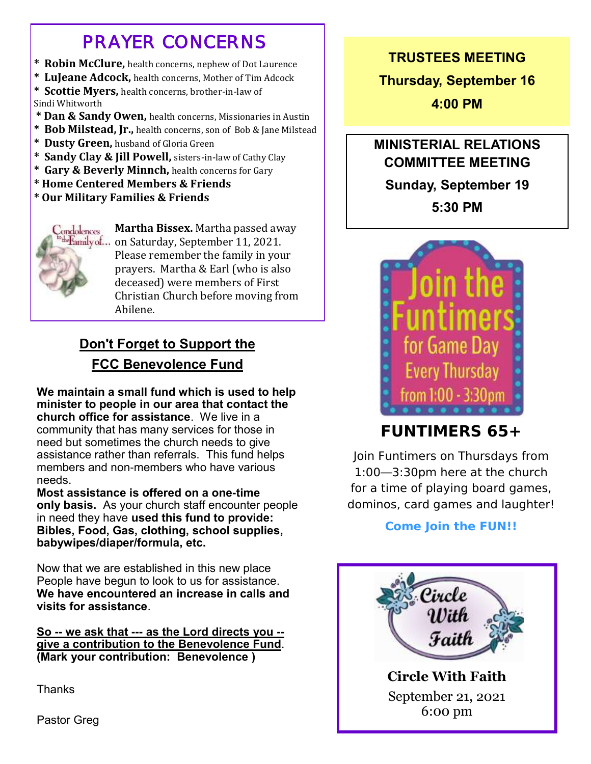# PRAYER CONCERNS

* **Robin McClure,** health concerns, nephew of Dot Laurence
* **LuJeane Adcock,** health concerns, Mother of Tim Adcock
* **Scottie Myers,** health concerns, brother-in-law of Sindi Whitworth
* **Dan & Sandy Owen,** health concerns, Missionaries in Austin
* **Bob Milstead, Jr.,** health concerns, son of Bob & Jane Milstead
* **Dusty Green,** husband of Gloria Green
* **Sandy Clay & Jill Powell,** sisters-in-law of Cathy Clay
* **Gary & Beverly Minnch,** health concerns for Gary
* **Home Centered Members & Friends**
* **Our Military Families & Friends**

Condolences to the Family of...

**Martha Bissex.** Martha passed away on Saturday, September 11, 2021. Please remember the family in your prayers. Martha & Earl (who is also deceased) were members of First Christian Church before moving from Abilene.

## Don't Forget to Support the FCC Benevolence Fund

**We maintain a small fund which is used to help minister to people in our area that contact the church office for assistance**. We live in a community that has many services for those in need but sometimes the church needs to give assistance rather than referrals. This fund helps members and non-members who have various needs.

**Most assistance is offered on a one-time only basis.** As your church staff encounter people in need they have **used this fund to provide: Bibles, Food, Gas, clothing, school supplies, babywipes/diaper/formula, etc.**

Now that we are established in this new place People have begun to look to us for assistance. **We have encountered an increase in calls and visits for assistance**.

**So -- we ask that --- as the Lord directs you -- give a contribution to the Benevolence Fund**. **(Mark your contribution: Benevolence )**

Thanks

Pastor Greg

**TRUSTEES MEETING**
**Thursday, September 16**
**4:00 PM**

**MINISTERIAL RELATIONS COMMITTEE MEETING**
**Sunday, September 19**
**5:30 PM**

Join the Funtimers for Game Day Every Thursday from 1:00 - 3:30pm

## FUNTIMERS 65+

Join Funtimers on Thursdays from 1:00—3:30pm here at the church for a time of playing board games, dominos, card games and laughter!

**Come Join the FUN!!**

Circle With Faith

**Circle With Faith**
September 21, 2021
6:00 pm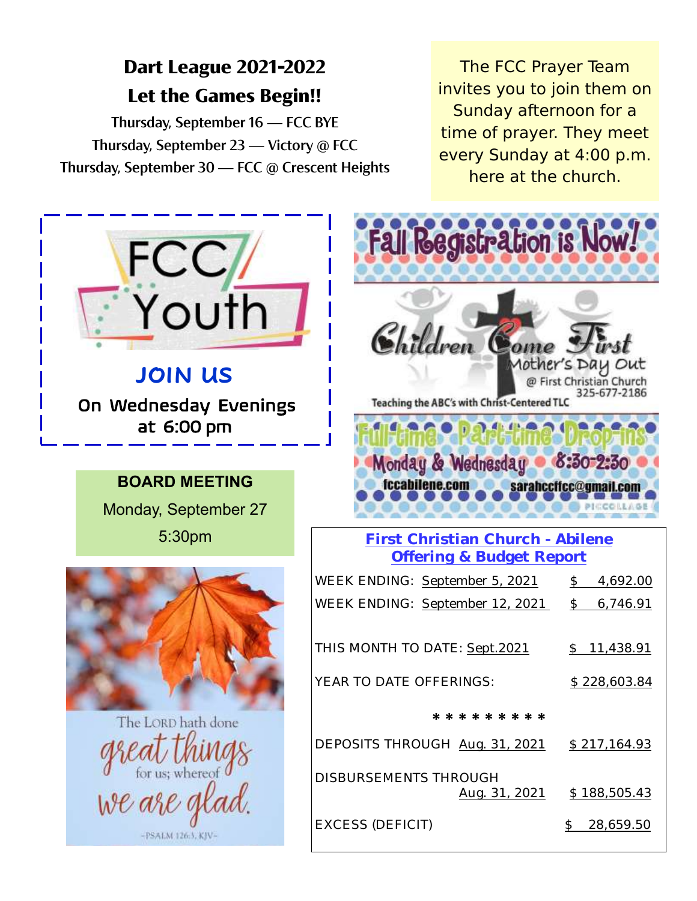## Dart League 2021-2022
## Let the Games Begin!!

Thursday, September 16 — FCC BYE
Thursday, September 23 — Victory @ FCC
Thursday, September 30 — FCC @ Crescent Heights

The FCC Prayer Team invites you to join them on Sunday afternoon for a time of prayer. They meet every Sunday at 4:00 p.m. here at the church.

FCC Youth

**JOIN US**

**On Wednesday Evenings at 6:00 pm**

Fall Registration is Now!

Children Come First
Mother's Day Out
@ First Christian Church
325-677-2186

Teaching the ABC's with Christ-Centered TLC

Full-time • Part-time • Drop-ins
Monday & Wednesday 8:30-2:30
fccabilene.com sarahccffcc@gmail.com

**BOARD MEETING**

Monday, September 27

5:30pm

The LORD hath done great things for us; whereof we are glad.

~PSALM 126:3, KJV~

### First Christian Church - Abilene
### Offering & Budget Report

| | |
|---|---|
| WEEK ENDING: September 5, 2021 | $ 4,692.00 |
| WEEK ENDING: September 12, 2021 | $ 6,746.91 |
| THIS MONTH TO DATE: Sept.2021 | $ 11,438.91 |
| YEAR TO DATE OFFERINGS: | $ 228,603.84 |
| * * * * * * * * * | |
| DEPOSITS THROUGH Aug. 31, 2021 | $ 217,164.93 |
| DISBURSEMENTS THROUGH Aug. 31, 2021 | $ 188,505.43 |
| EXCESS (DEFICIT) | $ 28,659.50 |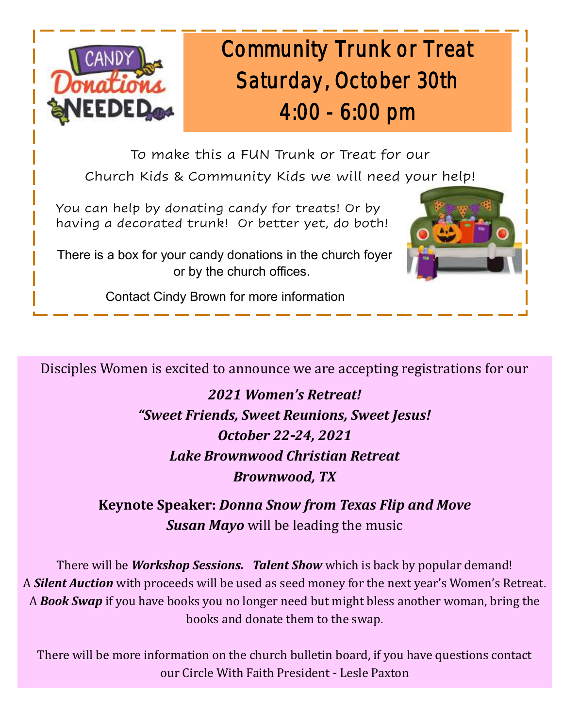CANDY Donations NEEDED

## Community Trunk or Treat
## Saturday, October 30th
## 4:00 - 6:00 pm

To make this a FUN Trunk or Treat for our Church Kids & Community Kids we will need your help!

You can help by donating candy for treats! Or by having a decorated trunk! Or better yet, do both!

There is a box for your candy donations in the church foyer or by the church offices.

Contact Cindy Brown for more information

Disciples Women is excited to announce we are accepting registrations for our

***2021 Women's Retreat!***
***"Sweet Friends, Sweet Reunions, Sweet Jesus!***
***October 22-24, 2021***
***Lake Brownwood Christian Retreat***
***Brownwood, TX***

**Keynote Speaker:** ***Donna Snow from Texas Flip and Move***
***Susan Mayo*** will be leading the music

There will be ***Workshop Sessions.*** ***Talent Show*** which is back by popular demand! A ***Silent Auction*** with proceeds will be used as seed money for the next year's Women's Retreat. A ***Book Swap*** if you have books you no longer need but might bless another woman, bring the books and donate them to the swap.

There will be more information on the church bulletin board, if you have questions contact our Circle With Faith President - Lesle Paxton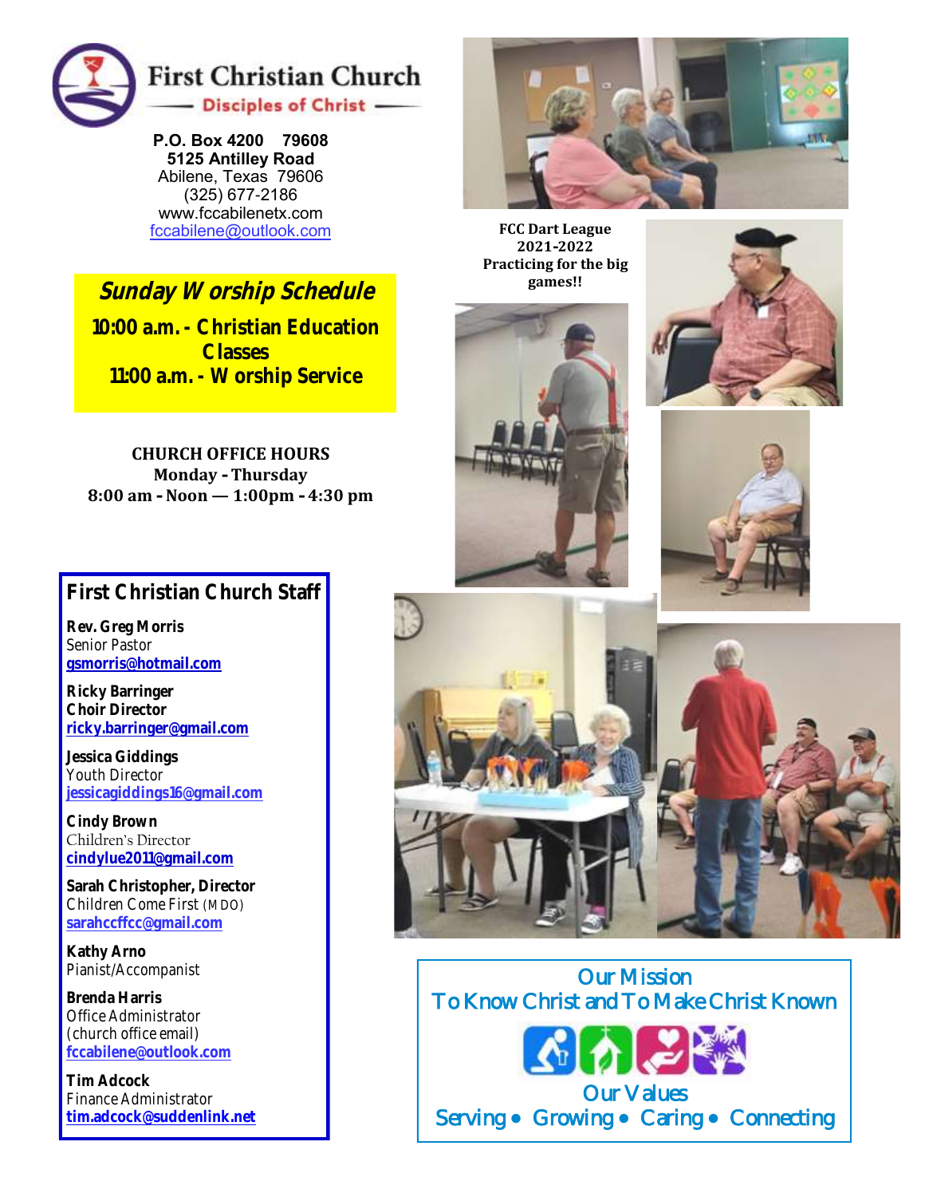# First Christian Church

Disciples of Christ

**P.O. Box 4200 79608**
**5125 Antilley Road**
Abilene, Texas 79606
(325) 677-2186
www.fccabilenetx.com
fccabilene@outlook.com

## *Sunday Worship Schedule*

**10:00 a.m. - Christian Education Classes**
**11:00 a.m. - Worship Service**

**CHURCH OFFICE HOURS**
**Monday - Thursday**
**8:00 am - Noon — 1:00pm - 4:30 pm**

## First Christian Church Staff

**Rev. Greg Morris**
Senior Pastor
**gsmorris@hotmail.com**

**Ricky Barringer**
**Choir Director**
**ricky.barringer@gmail.com**

**Jessica Giddings**
Youth Director
**jessicagiddings16@gmail.com**

**Cindy Brown**
Children's Director
**cindylue2011@gmail.com**

**Sarah Christopher, Director**
Children Come First (MDO)
**sarahccffcc@gmail.com**

**Kathy Arno**
Pianist/Accompanist

**Brenda Harris**
Office Administrator
(church office email)
**fccabilene@outlook.com**

**Tim Adcock**
Finance Administrator
**tim.adcock@suddenlink.net**

**FCC Dart League**
**2021-2022**
**Practicing for the big games!!**

## Our Mission
## To Know Christ and To Make Christ Known

## Our Values
Serving • Growing • Caring • Connecting